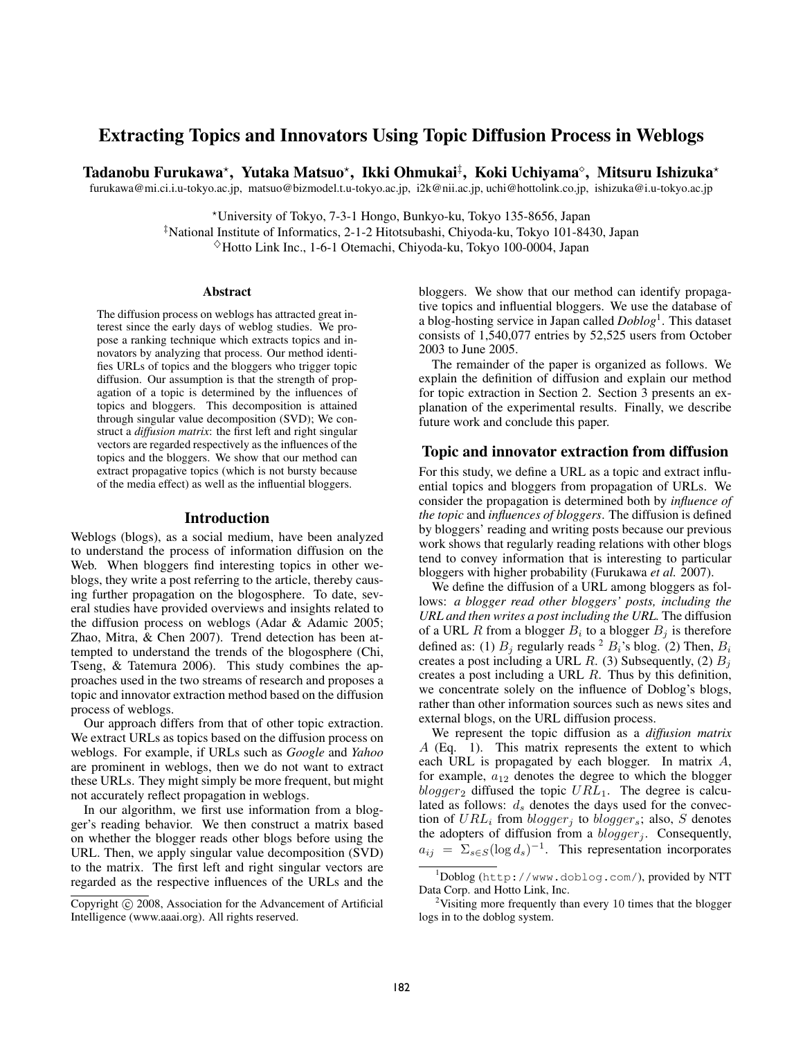# Extracting Topics and Innovators Using Topic Diffusion Process in Weblogs

**Tadanobu Furukawa[⋆], Yutaka Matsuo[⋆], Ikki Ohmukai[‡], Koki Uchiyama[◇], Mitsuru Ishizuka[⋆]**

furukawa@mi.ci.i.u-tokyo.ac.jp, matsuo@bizmodel.t.u-tokyo.ac.jp, i2k@nii.ac.jp, uchi@hottolink.co.jp, ishizuka@i.u-tokyo.ac.jp

[⋆]University of Tokyo, 7-3-1 Hongo, Bunkyo-ku, Tokyo 135-8656, Japan
[‡]National Institute of Informatics, 2-1-2 Hitotsubashi, Chiyoda-ku, Tokyo 101-8430, Japan
[◇]Hotto Link Inc., 1-6-1 Otemachi, Chiyoda-ku, Tokyo 100-0004, Japan

## Abstract

The diffusion process on weblogs has attracted great interest since the early days of weblog studies. We propose a ranking technique which extracts topics and innovators by analyzing that process. Our method identifies URLs of topics and the bloggers who trigger topic diffusion. Our assumption is that the strength of propagation of a topic is determined by the influences of topics and bloggers. This decomposition is attained through singular value decomposition (SVD); We construct a *diffusion matrix*: the first left and right singular vectors are regarded respectively as the influences of the topics and the bloggers. We show that our method can extract propagative topics (which is not bursty because of the media effect) as well as the influential bloggers.

## Introduction

Weblogs (blogs), as a social medium, have been analyzed to understand the process of information diffusion on the Web. When bloggers find interesting topics in other weblogs, they write a post referring to the article, thereby causing further propagation on the blogosphere. To date, several studies have provided overviews and insights related to the diffusion process on weblogs (Adar & Adamic 2005; Zhao, Mitra, & Chen 2007). Trend detection has been attempted to understand the trends of the blogosphere (Chi, Tseng, & Tatemura 2006). This study combines the approaches used in the two streams of research and proposes a topic and innovator extraction method based on the diffusion process of weblogs.

Our approach differs from that of other topic extraction. We extract URLs as topics based on the diffusion process on weblogs. For example, if URLs such as *Google* and *Yahoo* are prominent in weblogs, then we do not want to extract these URLs. They might simply be more frequent, but might not accurately reflect propagation in weblogs.

In our algorithm, we first use information from a blogger's reading behavior. We then construct a matrix based on whether the blogger reads other blogs before using the URL. Then, we apply singular value decomposition (SVD) to the matrix. The first left and right singular vectors are regarded as the respective influences of the URLs and the bloggers. We show that our method can identify propagative topics and influential bloggers. We use the database of a blog-hosting service in Japan called *Doblog*[1]. This dataset consists of 1,540,077 entries by 52,525 users from October 2003 to June 2005.

The remainder of the paper is organized as follows. We explain the definition of diffusion and explain our method for topic extraction in Section 2. Section 3 presents an explanation of the experimental results. Finally, we describe future work and conclude this paper.

## Topic and innovator extraction from diffusion

For this study, we define a URL as a topic and extract influential topics and bloggers from propagation of URLs. We consider the propagation is determined both by *influence of the topic* and *influences of bloggers*. The diffusion is defined by bloggers' reading and writing posts because our previous work shows that regularly reading relations with other blogs tend to convey information that is interesting to particular bloggers with higher probability (Furukawa *et al.* 2007).

We define the diffusion of a URL among bloggers as follows: *a blogger read other bloggers' posts, including the URL and then writes a post including the URL.* The diffusion of a URL $R$ from a blogger $B_i$ to a blogger $B_j$ is therefore defined as: (1) $B_j$ regularly reads [2] $B_i$'s blog. (2) Then, $B_i$ creates a post including a URL $R$. (3) Subsequently, (2) $B_j$ creates a post including a URL $R$. Thus by this definition, we concentrate solely on the influence of Doblog's blogs, rather than other information sources such as news sites and external blogs, on the URL diffusion process.

We represent the topic diffusion as a *diffusion matrix* $A$ (Eq. 1). This matrix represents the extent to which each URL is propagated by each blogger. In matrix $A$, for example, $a_{12}$ denotes the degree to which the blogger $blogger_2$ diffused the topic $URL_1$. The degree is calculated as follows: $d_s$ denotes the days used for the convection of $URL_i$ from $blogger_j$ to $blogger_s$; also, $S$ denotes the adopters of diffusion from a $blogger_j$. Consequently, $a_{ij} = \Sigma_{s \in S}(\log d_s)^{-1}$. This representation incorporates

[1]Doblog (http://www.doblog.com/), provided by NTT Data Corp. and Hotto Link, Inc.

[2]Visiting more frequently than every 10 times that the blogger logs in to the doblog system.

Copyright © 2008, Association for the Advancement of Artificial Intelligence (www.aaai.org). All rights reserved.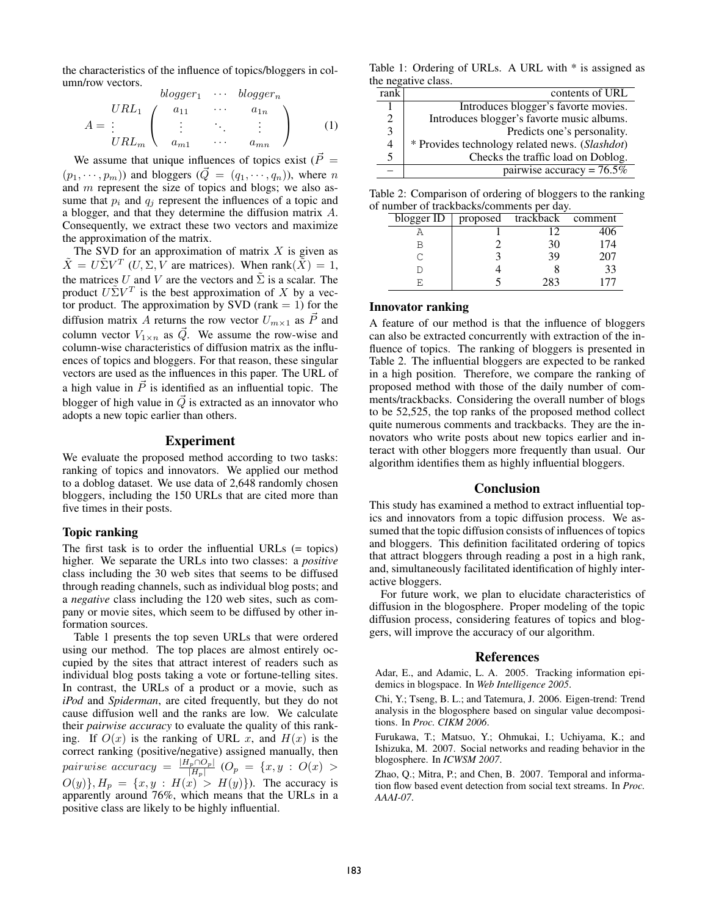the characteristics of the influence of topics/bloggers in column/row vectors.

$$A = \begin{array}{c} \\ URL_1 \\ \vdots \\ URL_m \end{array} \begin{array}{c} \begin{array}{ccc} blogger_1 & \cdots & blogger_n \end{array} \\ \left( \begin{array}{ccc} a_{11} & \cdots & a_{1n} \\ \vdots & \ddots & \vdots \\ a_{m1} & \cdots & a_{mn} \end{array} \right) \end{array} \quad (1)$$

We assume that unique influences of topics exist ($\vec{P} = (p_1, \cdots, p_m)$) and bloggers ($\vec{Q} = (q_1, \cdots, q_n)$), where $n$ and $m$ represent the size of topics and blogs; we also assume that $p_i$ and $q_j$ represent the influences of a topic and a blogger, and that they determine the diffusion matrix $A$. Consequently, we extract these two vectors and maximize the approximation of the matrix.

The SVD for an approximation of matrix $X$ is given as $\tilde{X} = U\tilde{\Sigma}V^T$ ($U, \Sigma, V$ are matrices). When rank$(\tilde{X}) = 1$, the matrices $U$ and $V$ are the vectors and $\tilde{\Sigma}$ is a scalar. The product $U\tilde{\Sigma}V^T$ is the best approximation of $X$ by a vector product. The approximation by SVD (rank $= 1$) for the diffusion matrix $A$ returns the row vector $U_{m\times 1}$ as $\vec{P}$ and column vector $V_{1\times n}$ as $\vec{Q}$. We assume the row-wise and column-wise characteristics of diffusion matrix as the influences of topics and bloggers. For that reason, these singular vectors are used as the influences in this paper. The URL of a high value in $\vec{P}$ is identified as an influential topic. The blogger of high value in $\vec{Q}$ is extracted as an innovator who adopts a new topic earlier than others.

## Experiment

We evaluate the proposed method according to two tasks: ranking of topics and innovators. We applied our method to a doblog dataset. We use data of 2,648 randomly chosen bloggers, including the 150 URLs that are cited more than five times in their posts.

### Topic ranking

The first task is to order the influential URLs (= topics) higher. We separate the URLs into two classes: a *positive* class including the 30 web sites that seems to be diffused through reading channels, such as individual blog posts; and a *negative* class including the 120 web sites, such as company or movie sites, which seem to be diffused by other information sources.

Table 1 presents the top seven URLs that were ordered using our method. The top places are almost entirely occupied by the sites that attract interest of readers such as individual blog posts taking a vote or fortune-telling sites. In contrast, the URLs of a product or a movie, such as *iPod* and *Spiderman*, are cited frequently, but they do not cause diffusion well and the ranks are low. We calculate their *pairwise accuracy* to evaluate the quality of this ranking. If $O(x)$ is the ranking of URL $x$, and $H(x)$ is the correct ranking (positive/negative) assigned manually, then $pairwise\ accuracy = \frac{|H_p \cap O_p|}{|H_p|}$ ($O_p = \{x, y : O(x) > O(y)\}, H_p = \{x, y : H(x) > H(y)\}$). The accuracy is apparently around 76%, which means that the URLs in a positive class are likely to be highly influential.

Table 1: Ordering of URLs. A URL with * is assigned as the negative class.

| rank | contents of URL |
|---|---|
| 1 | Introduces blogger's favorte movies. |
| 2 | Introduces blogger's favorte music albums. |
| 3 | Predicts one's personality. |
| 4 | * Provides technology related news. (*Slashdot*) |
| 5 | Checks the traffic load on Doblog. |
| – | pairwise accuracy = 76.5% |

Table 2: Comparison of ordering of bloggers to the ranking of number of trackbacks/comments per day.

| blogger ID | proposed | trackback | comment |
|---|---|---|---|
| A | 1 | 12 | 406 |
| B | 2 | 30 | 174 |
| C | 3 | 39 | 207 |
| D | 4 | 8 | 33 |
| E | 5 | 283 | 177 |

### Innovator ranking

A feature of our method is that the influence of bloggers can also be extracted concurrently with extraction of the influence of topics. The ranking of bloggers is presented in Table 2. The influential bloggers are expected to be ranked in a high position. Therefore, we compare the ranking of proposed method with those of the daily number of comments/trackbacks. Considering the overall number of blogs to be 52,525, the top ranks of the proposed method collect quite numerous comments and trackbacks. They are the innovators who write posts about new topics earlier and interact with other bloggers more frequently than usual. Our algorithm identifies them as highly influential bloggers.

## Conclusion

This study has examined a method to extract influential topics and innovators from a topic diffusion process. We assumed that the topic diffusion consists of influences of topics and bloggers. This definition facilitated ordering of topics that attract bloggers through reading a post in a high rank, and, simultaneously facilitated identification of highly interactive bloggers.

For future work, we plan to elucidate characteristics of diffusion in the blogosphere. Proper modeling of the topic diffusion process, considering features of topics and bloggers, will improve the accuracy of our algorithm.

## References

Adar, E., and Adamic, L. A. 2005. Tracking information epidemics in blogspace. In *Web Intelligence 2005*.

Chi, Y.; Tseng, B. L.; and Tatemura, J. 2006. Eigen-trend: Trend analysis in the blogosphere based on singular value decompositions. In *Proc. CIKM 2006*.

Furukawa, T.; Matsuo, Y.; Ohmukai, I.; Uchiyama, K.; and Ishizuka, M. 2007. Social networks and reading behavior in the blogosphere. In *ICWSM 2007*.

Zhao, Q.; Mitra, P.; and Chen, B. 2007. Temporal and information flow based event detection from social text streams. In *Proc. AAAI-07*.